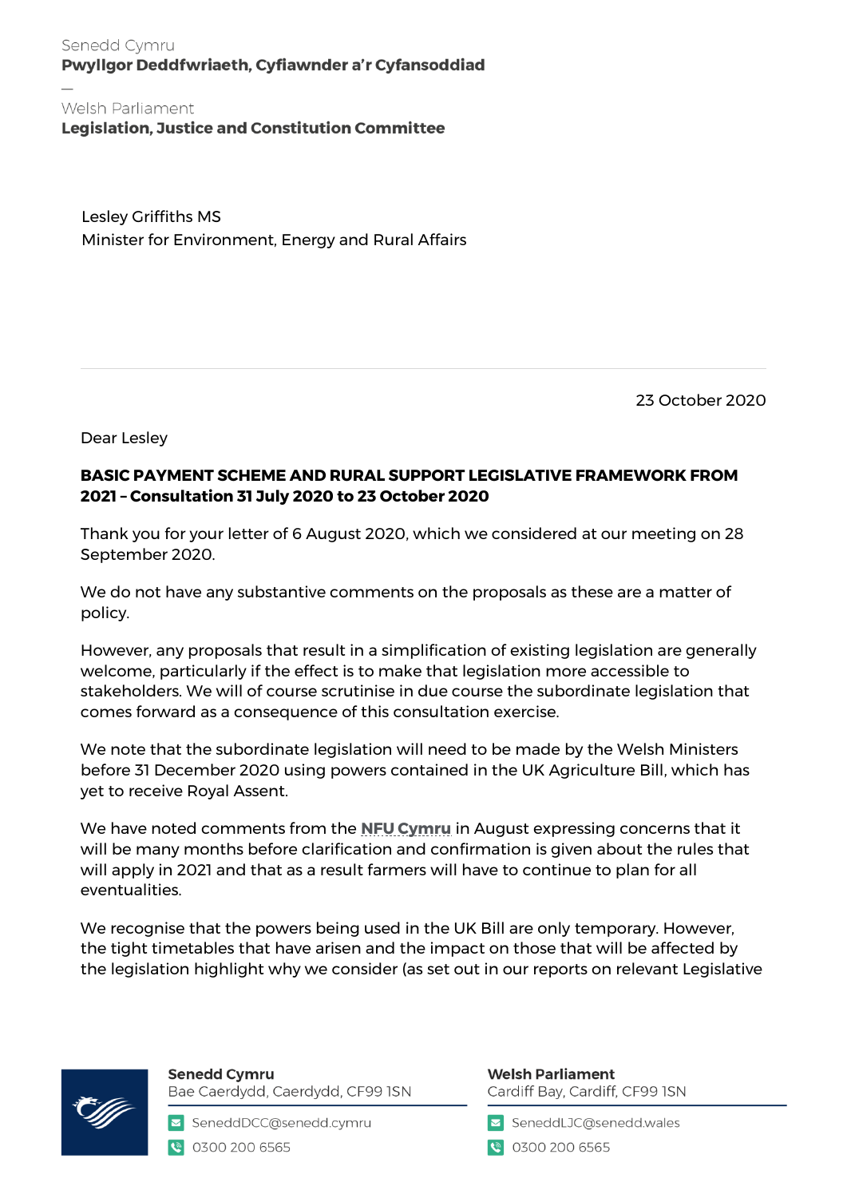Senedd Cymru
**Pwyllgor Deddfwriaeth, Cyfiawnder a'r Cyfansoddiad**

—

Welsh Parliament
**Legislation, Justice and Constitution Committee**

Lesley Griffiths MS
Minister for Environment, Energy and Rural Affairs

23 October 2020

Dear Lesley

**BASIC PAYMENT SCHEME AND RURAL SUPPORT LEGISLATIVE FRAMEWORK FROM 2021 – Consultation 31 July 2020 to 23 October 2020**

Thank you for your letter of 6 August 2020, which we considered at our meeting on 28 September 2020.

We do not have any substantive comments on the proposals as these are a matter of policy.

However, any proposals that result in a simplification of existing legislation are generally welcome, particularly if the effect is to make that legislation more accessible to stakeholders. We will of course scrutinise in due course the subordinate legislation that comes forward as a consequence of this consultation exercise.

We note that the subordinate legislation will need to be made by the Welsh Ministers before 31 December 2020 using powers contained in the UK Agriculture Bill, which has yet to receive Royal Assent.

We have noted comments from the NFU Cymru in August expressing concerns that it will be many months before clarification and confirmation is given about the rules that will apply in 2021 and that as a result farmers will have to continue to plan for all eventualities.

We recognise that the powers being used in the UK Bill are only temporary. However, the tight timetables that have arisen and the impact on those that will be affected by the legislation highlight why we consider (as set out in our reports on relevant Legislative

**Senedd Cymru**
Bae Caerdydd, Caerdydd, CF99 1SN
SeneddDCC@senedd.cymru
0300 200 6565

**Welsh Parliament**
Cardiff Bay, Cardiff, CF99 1SN
SeneddLJC@senedd.wales
0300 200 6565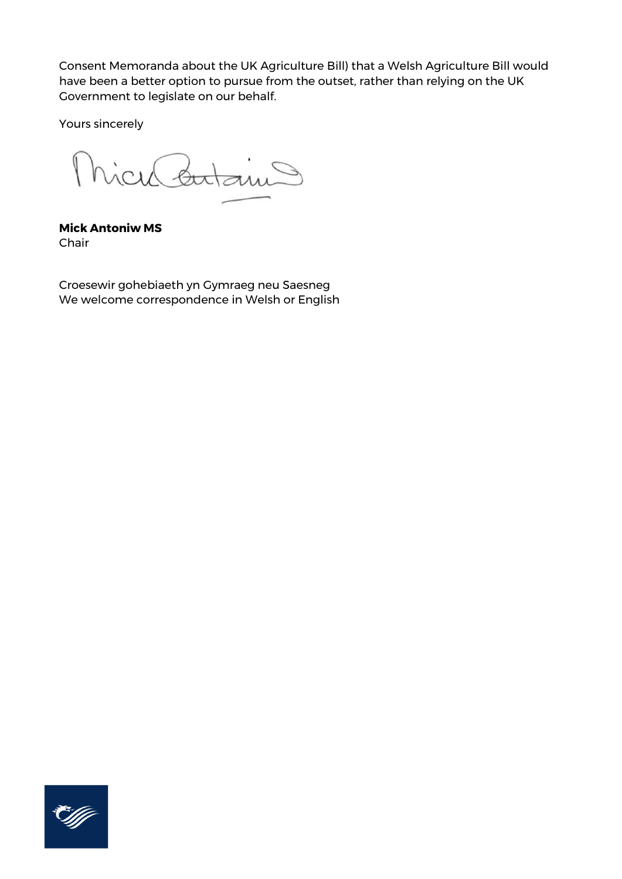Consent Memoranda about the UK Agriculture Bill) that a Welsh Agriculture Bill would have been a better option to pursue from the outset, rather than relying on the UK Government to legislate on our behalf.

Yours sincerely

**Mick Antoniw MS**
Chair

Croesewir gohebiaeth yn Gymraeg neu Saesneg
We welcome correspondence in Welsh or English